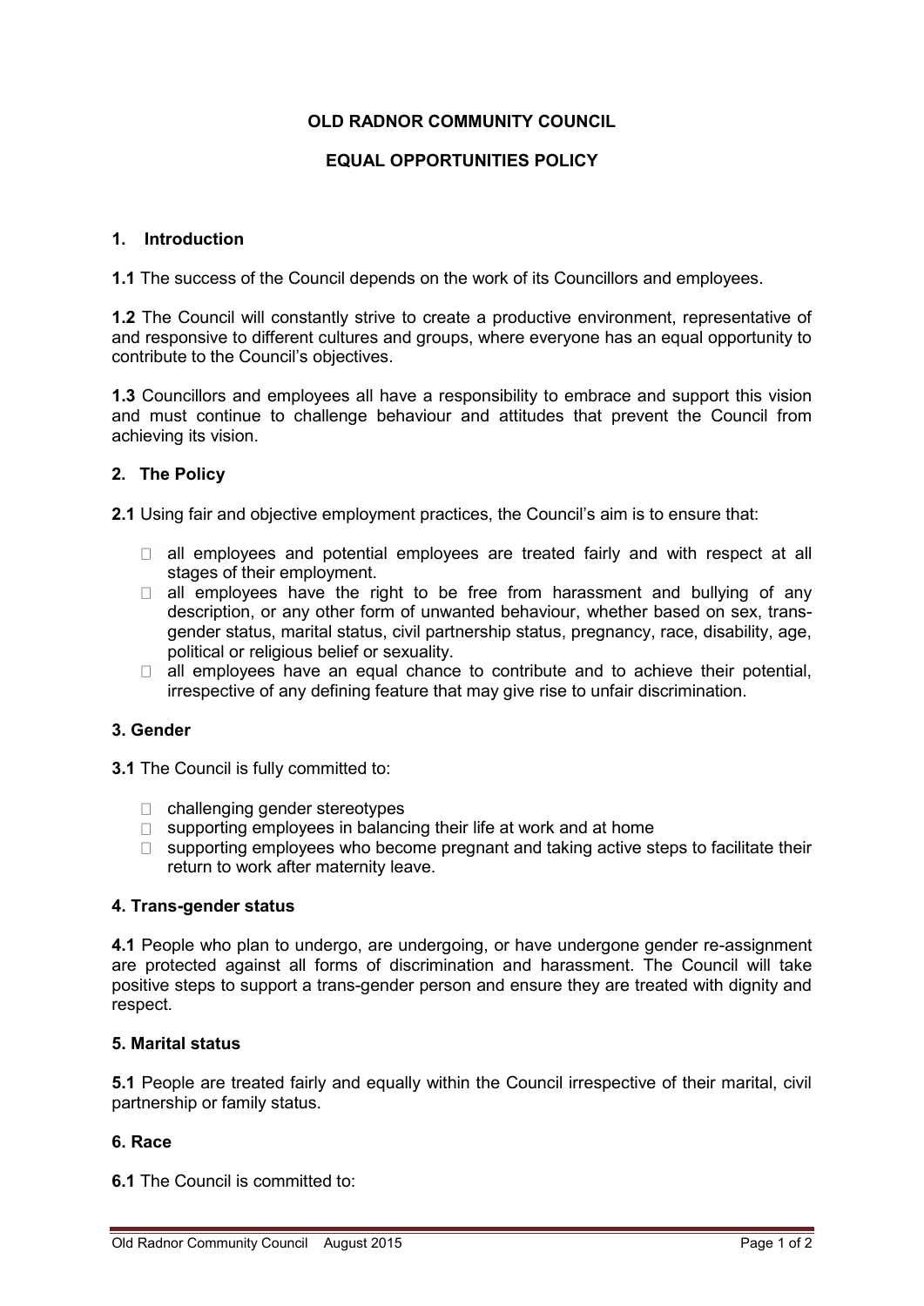# OLD RADNOR COMMUNITY COUNCIL

## EQUAL OPPORTUNITIES POLICY

### 1. Introduction

**1.1** The success of the Council depends on the work of its Councillors and employees.

**1.2** The Council will constantly strive to create a productive environment, representative of and responsive to different cultures and groups, where everyone has an equal opportunity to contribute to the Council's objectives.

**1.3** Councillors and employees all have a responsibility to embrace and support this vision and must continue to challenge behaviour and attitudes that prevent the Council from achieving its vision.

### 2. The Policy

**2.1** Using fair and objective employment practices, the Council's aim is to ensure that:

- all employees and potential employees are treated fairly and with respect at all stages of their employment.
- all employees have the right to be free from harassment and bullying of any description, or any other form of unwanted behaviour, whether based on sex, trans-gender status, marital status, civil partnership status, pregnancy, race, disability, age, political or religious belief or sexuality.
- all employees have an equal chance to contribute and to achieve their potential, irrespective of any defining feature that may give rise to unfair discrimination.

### 3. Gender

**3.1** The Council is fully committed to:

- challenging gender stereotypes
- supporting employees in balancing their life at work and at home
- supporting employees who become pregnant and taking active steps to facilitate their return to work after maternity leave.

### 4. Trans-gender status

**4.1** People who plan to undergo, are undergoing, or have undergone gender re-assignment are protected against all forms of discrimination and harassment. The Council will take positive steps to support a trans-gender person and ensure they are treated with dignity and respect.

### 5. Marital status

**5.1** People are treated fairly and equally within the Council irrespective of their marital, civil partnership or family status.

### 6. Race

**6.1** The Council is committed to: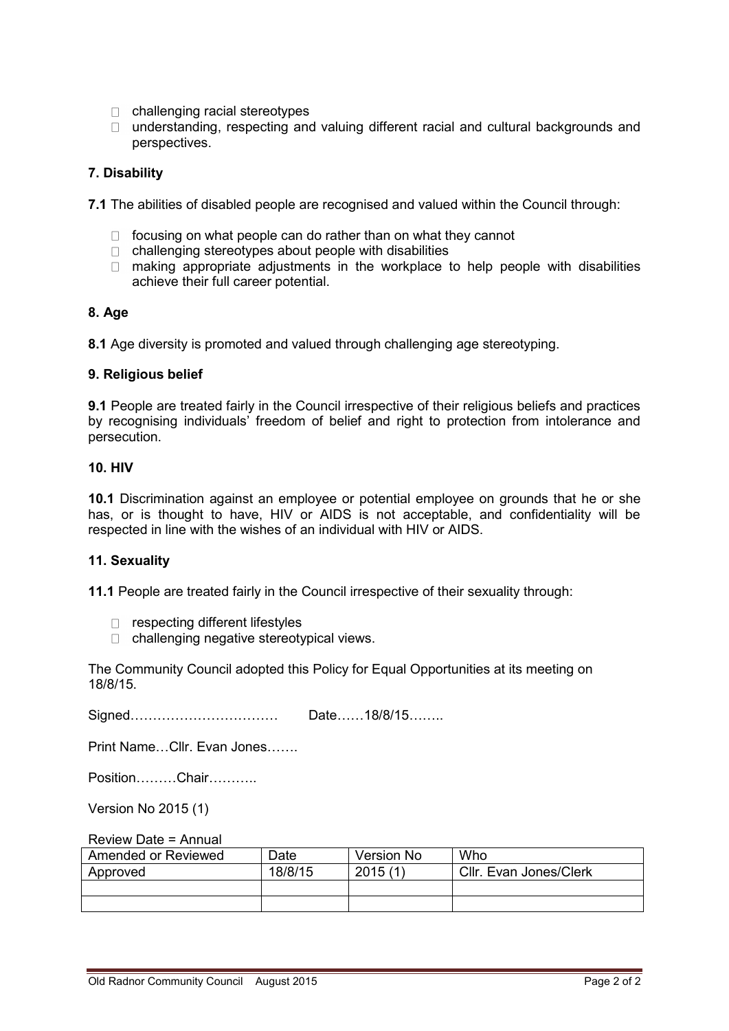- challenging racial stereotypes
- understanding, respecting and valuing different racial and cultural backgrounds and perspectives.

### 7. Disability

**7.1** The abilities of disabled people are recognised and valued within the Council through:

- focusing on what people can do rather than on what they cannot
- challenging stereotypes about people with disabilities
- making appropriate adjustments in the workplace to help people with disabilities achieve their full career potential.

### 8. Age

**8.1** Age diversity is promoted and valued through challenging age stereotyping.

### 9. Religious belief

**9.1** People are treated fairly in the Council irrespective of their religious beliefs and practices by recognising individuals' freedom of belief and right to protection from intolerance and persecution.

### 10. HIV

**10.1** Discrimination against an employee or potential employee on grounds that he or she has, or is thought to have, HIV or AIDS is not acceptable, and confidentiality will be respected in line with the wishes of an individual with HIV or AIDS.

### 11. Sexuality

**11.1** People are treated fairly in the Council irrespective of their sexuality through:

- respecting different lifestyles
- challenging negative stereotypical views.

The Community Council adopted this Policy for Equal Opportunities at its meeting on 18/8/15.

Signed…………………………… Date……18/8/15……..

Print Name…Cllr. Evan Jones…….

Position………Chair………..

Version No 2015 (1)

Review Date = Annual

| Amended or Reviewed | Date | Version No | Who |
|---|---|---|---|
| Approved | 18/8/15 | 2015 (1) | Cllr. Evan Jones/Clerk |
| | | | |
| | | | |